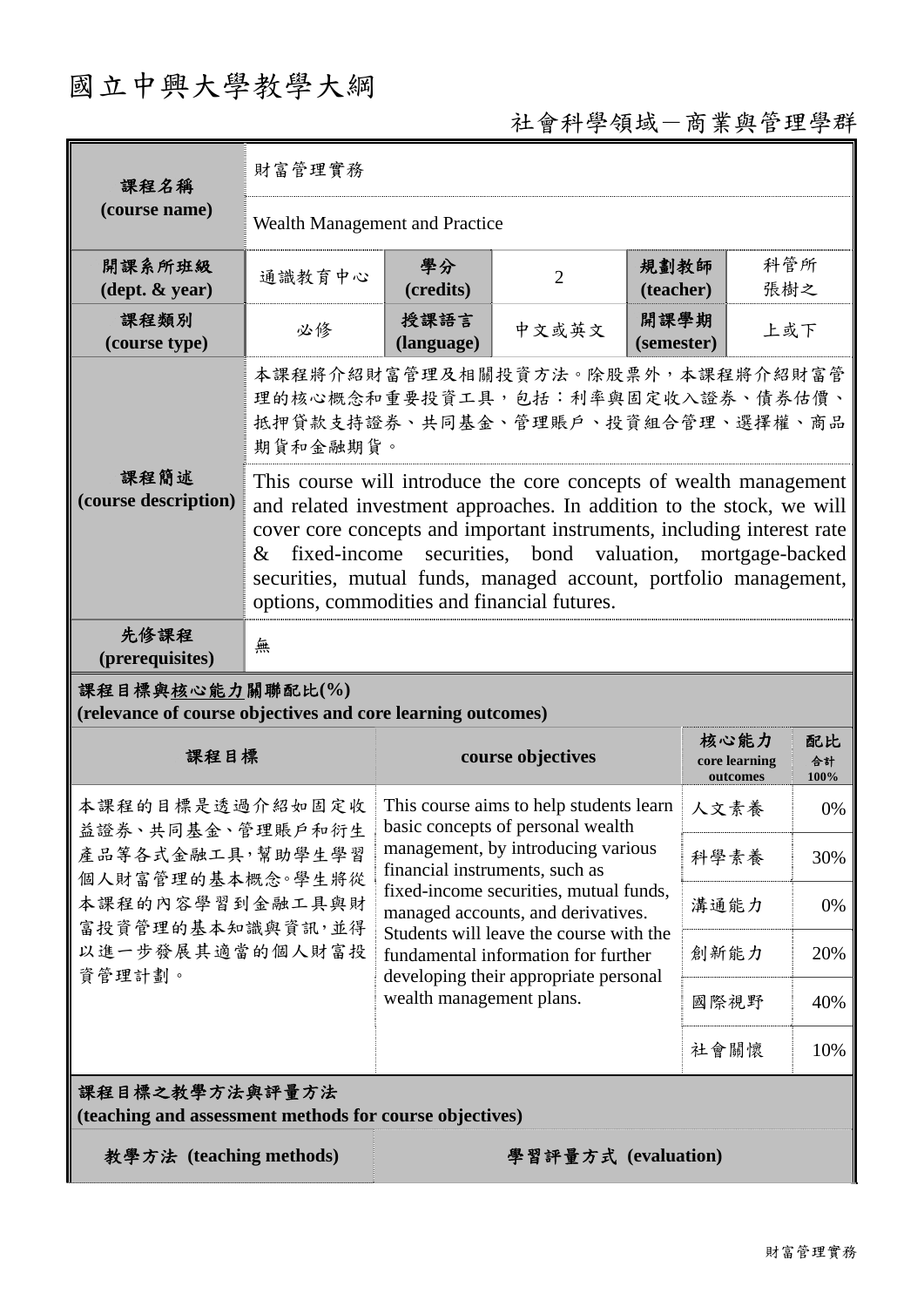# 國立中興大學教學大綱

社會科學領域－商業與管理學群

| 課程名稱 (course name) | 財富管理實務 | | | | |
|---|---|---|---|---|---|
| | Wealth Management and Practice | | | | |
| 開課系所班級 (dept. & year) | 通識教育中心 | 學分 (credits) | 2 | 規劃教師 (teacher) | 科管所 張樹之 |
| 課程類別 (course type) | 必修 | 授課語言 (language) | 中文或英文 | 開課學期 (semester) | 上或下 |
| 課程簡述 (course description) | 本課程將介紹財富管理及相關投資方法。除股票外，本課程將介紹財富管理的核心概念和重要投資工具，包括：利率與固定收入證券、債券估價、抵押貸款支持證券、共同基金、管理賬戶、投資組合管理、選擇權、商品期貨和金融期貨。 | | | | |
| | This course will introduce the core concepts of wealth management and related investment approaches. In addition to the stock, we will cover core concepts and important instruments, including interest rate & fixed-income securities, bond valuation, mortgage-backed securities, mutual funds, managed account, portfolio management, options, commodities and financial futures. | | | | |
| 先修課程 (prerequisites) | 無 | | | | |

**課程目標與核心能力關聯配比(%)**
**(relevance of course objectives and core learning outcomes)**

| 課程目標 | course objectives | 核心能力 core learning outcomes | 配比 合計100% |
|---|---|---|---|
| 本課程的目標是透過介紹如固定收益證券、共同基金、管理賬戶和衍生產品等各式金融工具，幫助學生學習個人財富管理的基本概念。學生將從本課程的內容學習到金融工具與財富投資管理的基本知識與資訊，並得以進一步發展其適當的個人財富投資管理計劃。 | This course aims to help students learn basic concepts of personal wealth management, by introducing various financial instruments, such as fixed-income securities, mutual funds, managed accounts, and derivatives. Students will leave the course with the fundamental information for further developing their appropriate personal wealth management plans. | 人文素養 | 0% |
| | | 科學素養 | 30% |
| | | 溝通能力 | 0% |
| | | 創新能力 | 20% |
| | | 國際視野 | 40% |
| | | 社會關懷 | 10% |

**課程目標之教學方法與評量方法**
**(teaching and assessment methods for course objectives)**

| 教學方法 (teaching methods) | 學習評量方式 (evaluation) |
|---|---|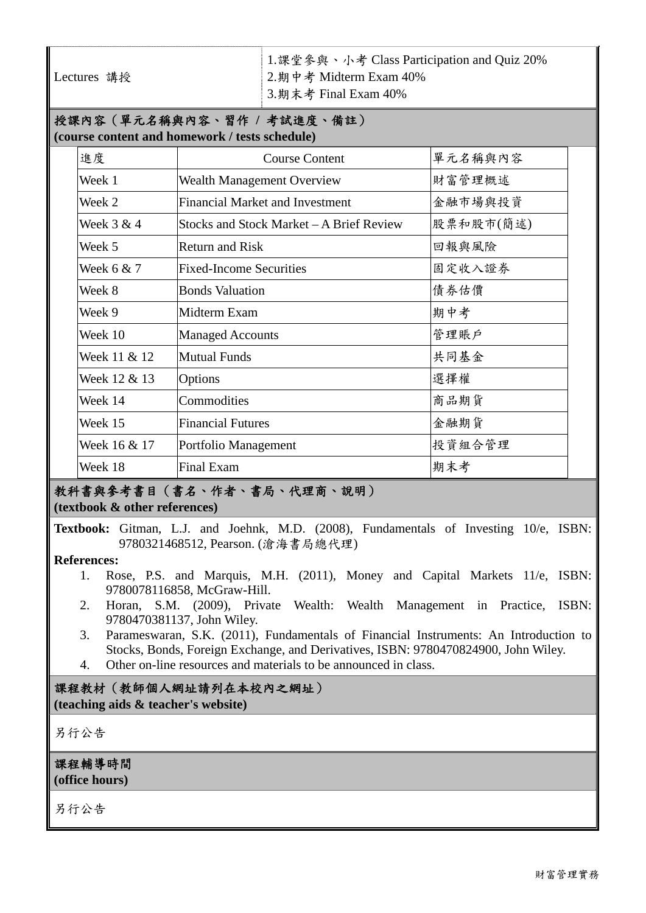| | |
|---|---|
| Lectures 講授 | 1.課堂參與、小考 Class Participation and Quiz 20%<br>2.期中考 Midterm Exam 40%<br>3.期末考 Final Exam 40% |

## 授課內容（單元名稱與內容、習作 / 考試進度、備註）
**(course content and homework / tests schedule)**

| 進度 | Course Content | 單元名稱與內容 |
|---|---|---|
| Week 1 | Wealth Management Overview | 財富管理概述 |
| Week 2 | Financial Market and Investment | 金融市場與投資 |
| Week 3 & 4 | Stocks and Stock Market – A Brief Review | 股票和股市(簡述) |
| Week 5 | Return and Risk | 回報與風險 |
| Week 6 & 7 | Fixed-Income Securities | 固定收入證券 |
| Week 8 | Bonds Valuation | 債券估價 |
| Week 9 | Midterm Exam | 期中考 |
| Week 10 | Managed Accounts | 管理賬戶 |
| Week 11 & 12 | Mutual Funds | 共同基金 |
| Week 12 & 13 | Options | 選擇權 |
| Week 14 | Commodities | 商品期貨 |
| Week 15 | Financial Futures | 金融期貨 |
| Week 16 & 17 | Portfolio Management | 投資組合管理 |
| Week 18 | Final Exam | 期末考 |

## 教科書與參考書目（書名、作者、書局、代理商、說明）
**(textbook & other references)**

**Textbook:** Gitman, L.J. and Joehnk, M.D. (2008), Fundamentals of Investing 10/e, ISBN: 9780321468512, Pearson. (滄海書局總代理)

**References:**

1. Rose, P.S. and Marquis, M.H. (2011), Money and Capital Markets 11/e, ISBN: 9780078116858, McGraw-Hill.
2. Horan, S.M. (2009), Private Wealth: Wealth Management in Practice, ISBN: 9780470381137, John Wiley.
3. Parameswaran, S.K. (2011), Fundamentals of Financial Instruments: An Introduction to Stocks, Bonds, Foreign Exchange, and Derivatives, ISBN: 9780470824900, John Wiley.
4. Other on-line resources and materials to be announced in class.

## 課程教材（教師個人網址請列在本校內之網址）
**(teaching aids & teacher's website)**

另行公告

## 課程輔導時間
**(office hours)**

另行公告